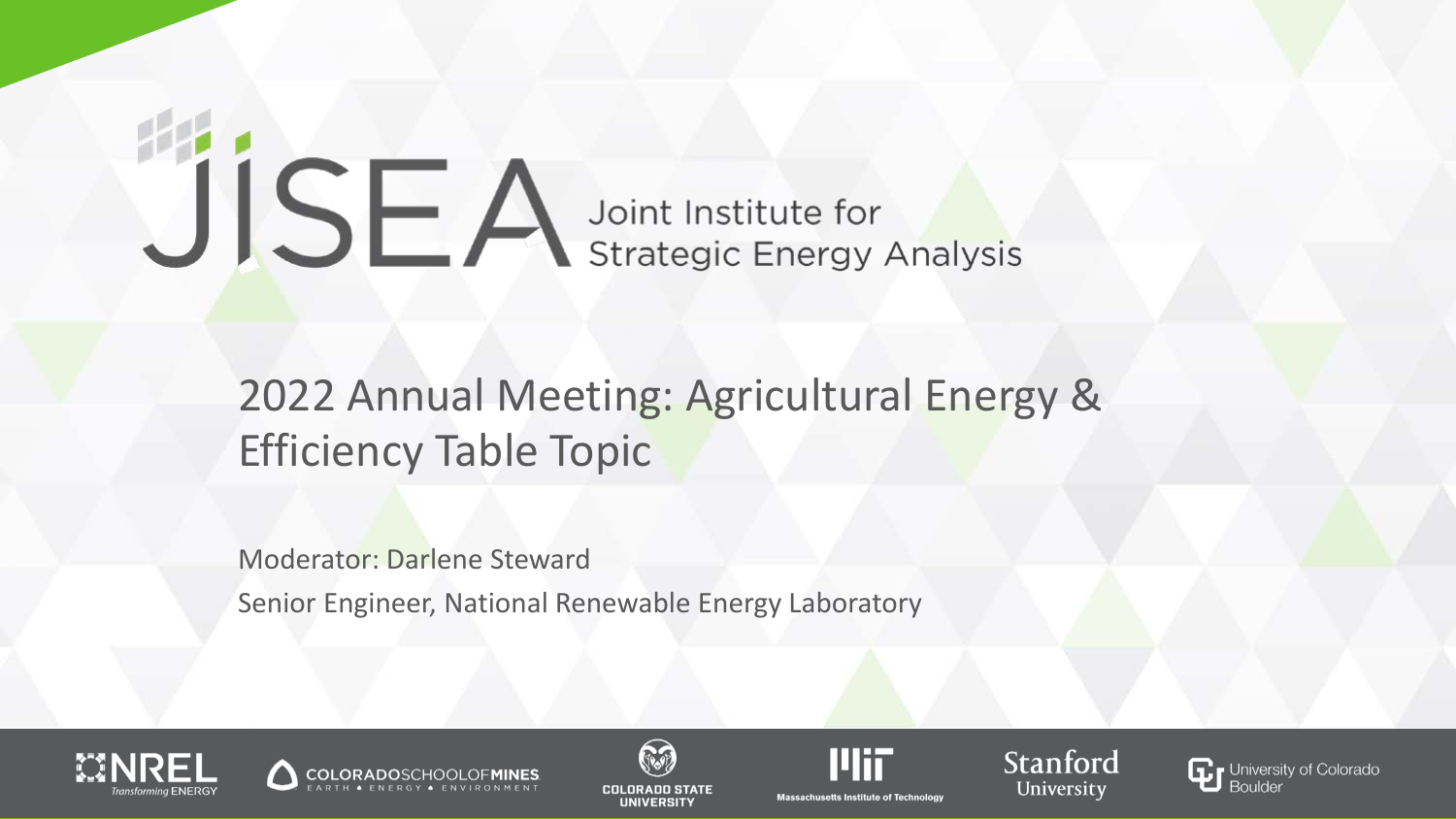# JISEA Joint Institute for Strategic Energy Analysis

## 2022 Annual Meeting: Agricultural Energy & Efficiency Table Topic

Moderator: Darlene Steward

Senior Engineer, National Renewable Energy Laboratory

NREL Transforming ENERGY | COLORADO SCHOOL OF MINES EARTH • ENERGY • ENVIRONMENT | COLORADO STATE UNIVERSITY | Massachusetts Institute of Technology | Stanford University | University of Colorado Boulder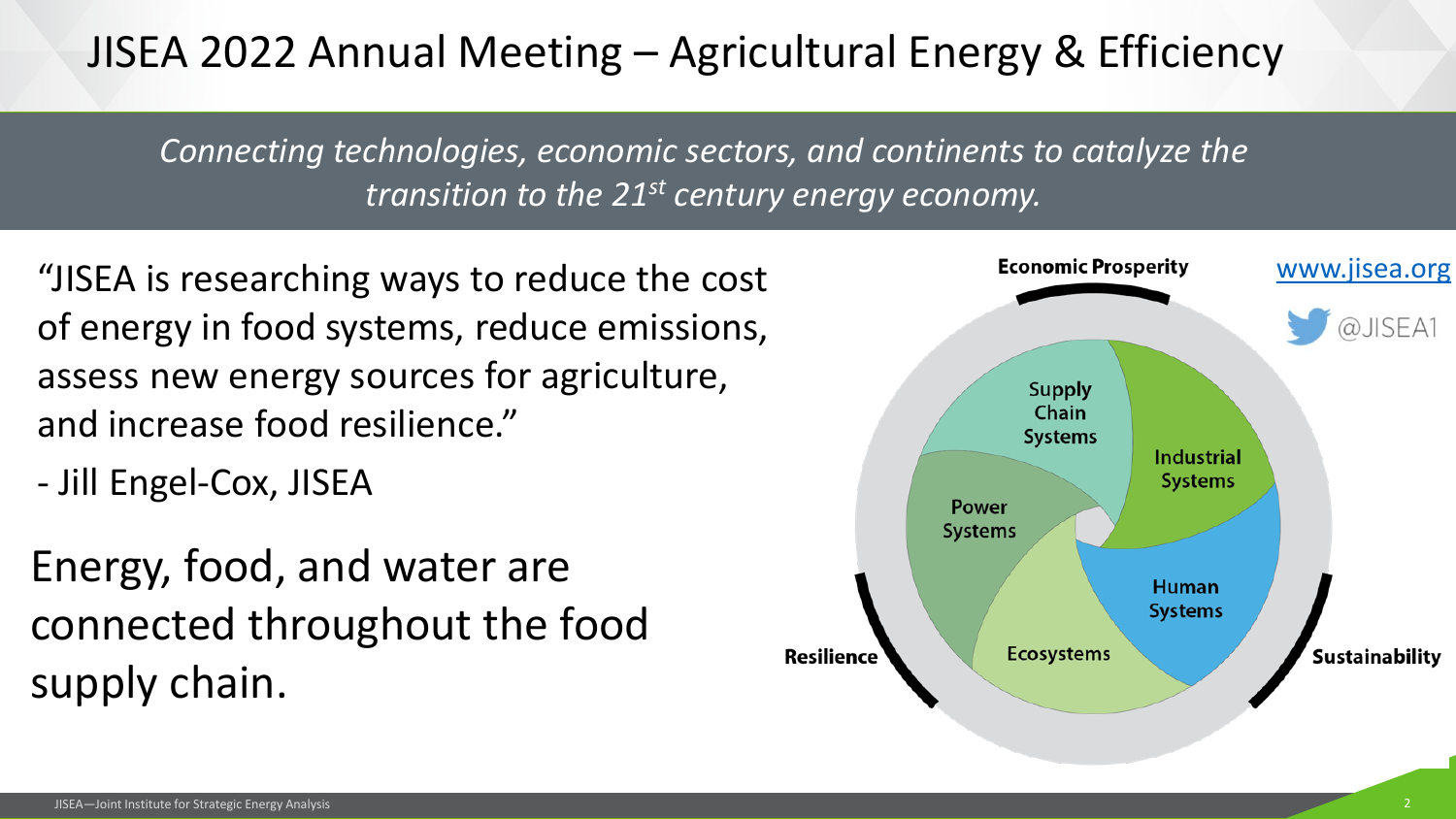# JISEA 2022 Annual Meeting – Agricultural Energy & Efficiency

*Connecting technologies, economic sectors, and continents to catalyze the transition to the 21st century energy economy.*

"JISEA is researching ways to reduce the cost of energy in food systems, reduce emissions, assess new energy sources for agriculture, and increase food resilience."

- Jill Engel-Cox, JISEA

Energy, food, and water are connected throughout the food supply chain.

Economic Prosperity

Supply Chain Systems

Industrial Systems

Power Systems

Human Systems

Ecosystems

Resilience

Sustainability

www.jisea.org

@JISEA1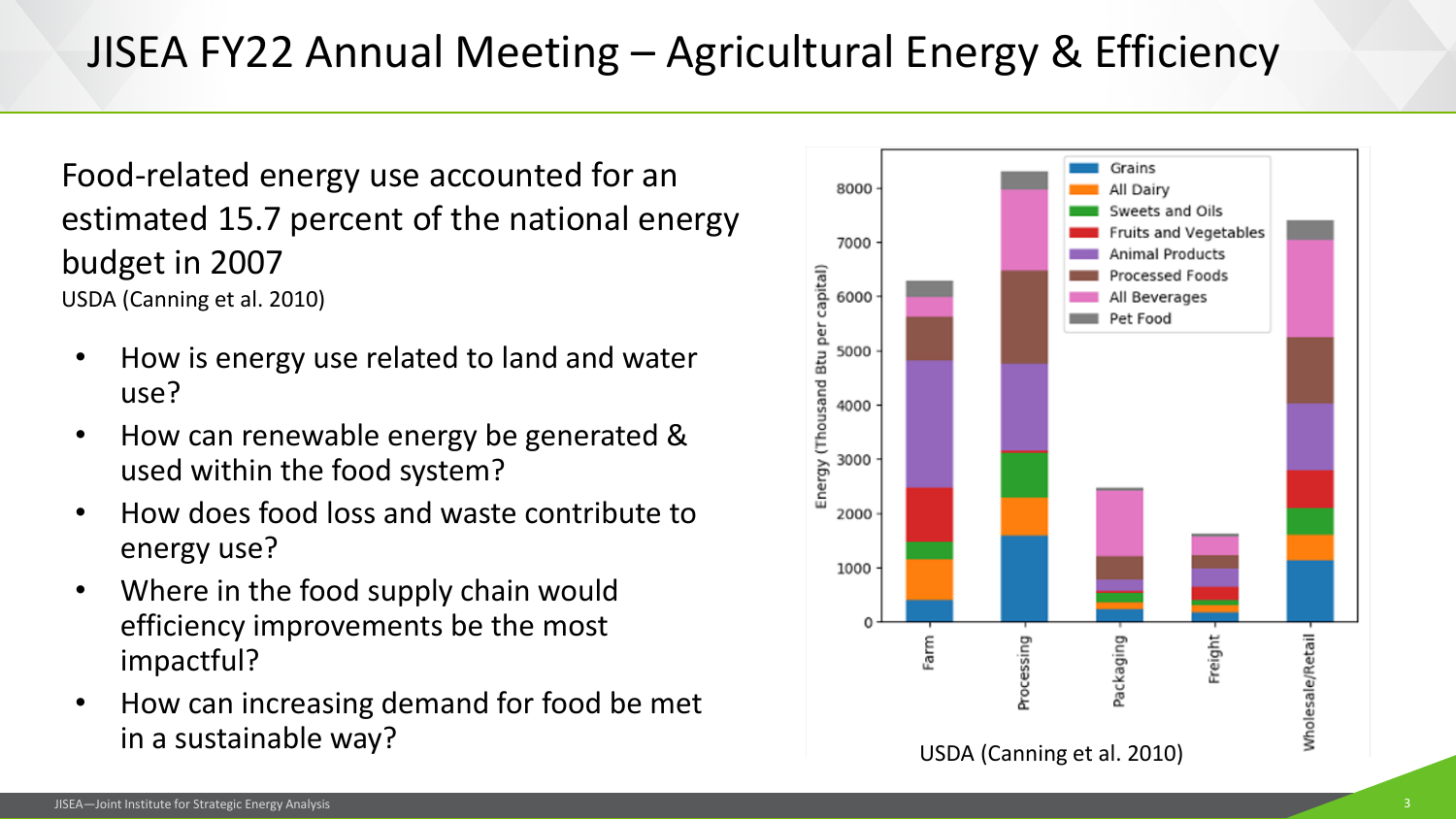# JISEA FY22 Annual Meeting – Agricultural Energy & Efficiency

Food-related energy use accounted for an estimated 15.7 percent of the national energy budget in 2007

USDA (Canning et al. 2010)

- How is energy use related to land and water use?
- How can renewable energy be generated & used within the food system?
- How does food loss and waste contribute to energy use?
- Where in the food supply chain would efficiency improvements be the most impactful?
- How can increasing demand for food be met in a sustainable way?

USDA (Canning et al. 2010)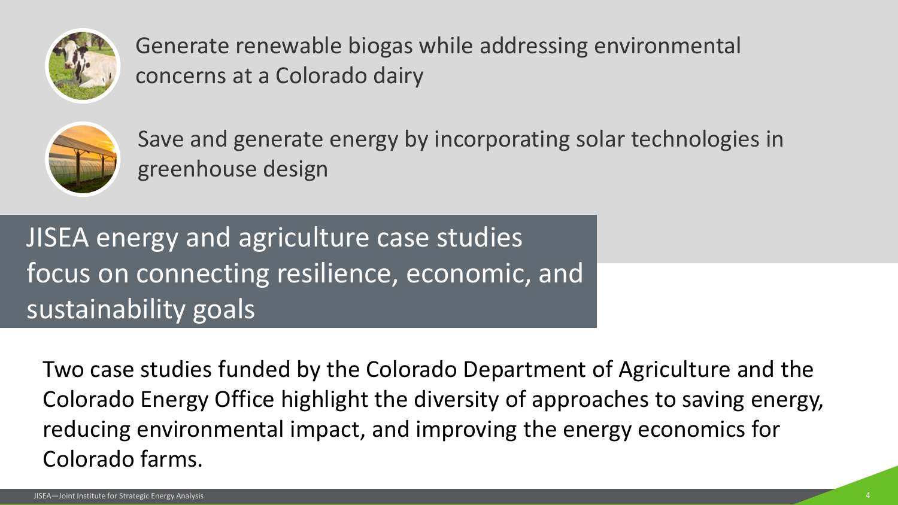- Generate renewable biogas while addressing environmental concerns at a Colorado dairy
- Save and generate energy by incorporating solar technologies in greenhouse design

## JISEA energy and agriculture case studies focus on connecting resilience, economic, and sustainability goals

Two case studies funded by the Colorado Department of Agriculture and the Colorado Energy Office highlight the diversity of approaches to saving energy, reducing environmental impact, and improving the energy economics for Colorado farms.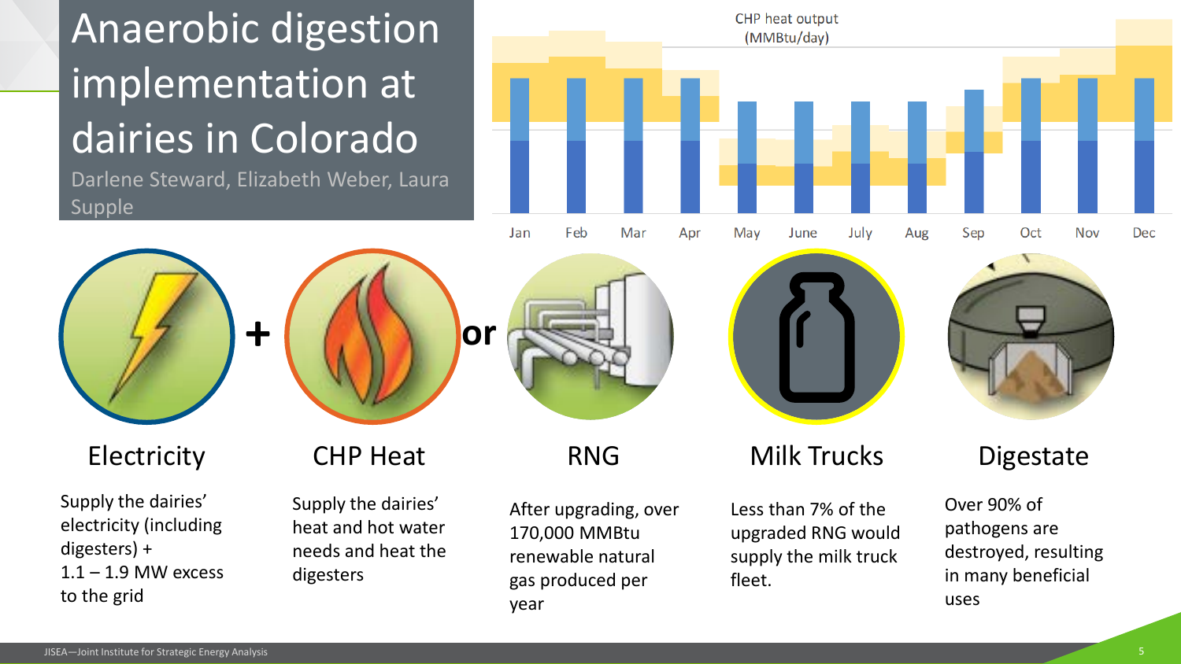# Anaerobic digestion implementation at dairies in Colorado

Darlene Steward, Elizabeth Weber, Laura Supple

CHP heat output (MMBtu/day)

Jan Feb Mar Apr May June July Aug Sep Oct Nov Dec

**Electricity** + **CHP Heat** or **RNG**

## Electricity

Supply the dairies' electricity (including digesters) + 1.1 – 1.9 MW excess to the grid

## CHP Heat

Supply the dairies' heat and hot water needs and heat the digesters

## RNG

After upgrading, over 170,000 MMBtu renewable natural gas produced per year

## Milk Trucks

Less than 7% of the upgraded RNG would supply the milk truck fleet.

## Digestate

Over 90% of pathogens are destroyed, resulting in many beneficial uses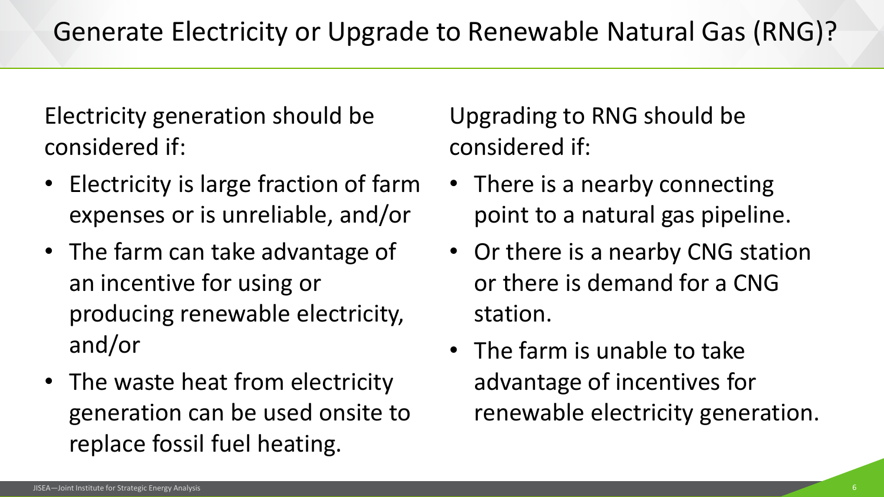# Generate Electricity or Upgrade to Renewable Natural Gas (RNG)?

Electricity generation should be considered if:

- Electricity is large fraction of farm expenses or is unreliable, and/or
- The farm can take advantage of an incentive for using or producing renewable electricity, and/or
- The waste heat from electricity generation can be used onsite to replace fossil fuel heating.

Upgrading to RNG should be considered if:

- There is a nearby connecting point to a natural gas pipeline.
- Or there is a nearby CNG station or there is demand for a CNG station.
- The farm is unable to take advantage of incentives for renewable electricity generation.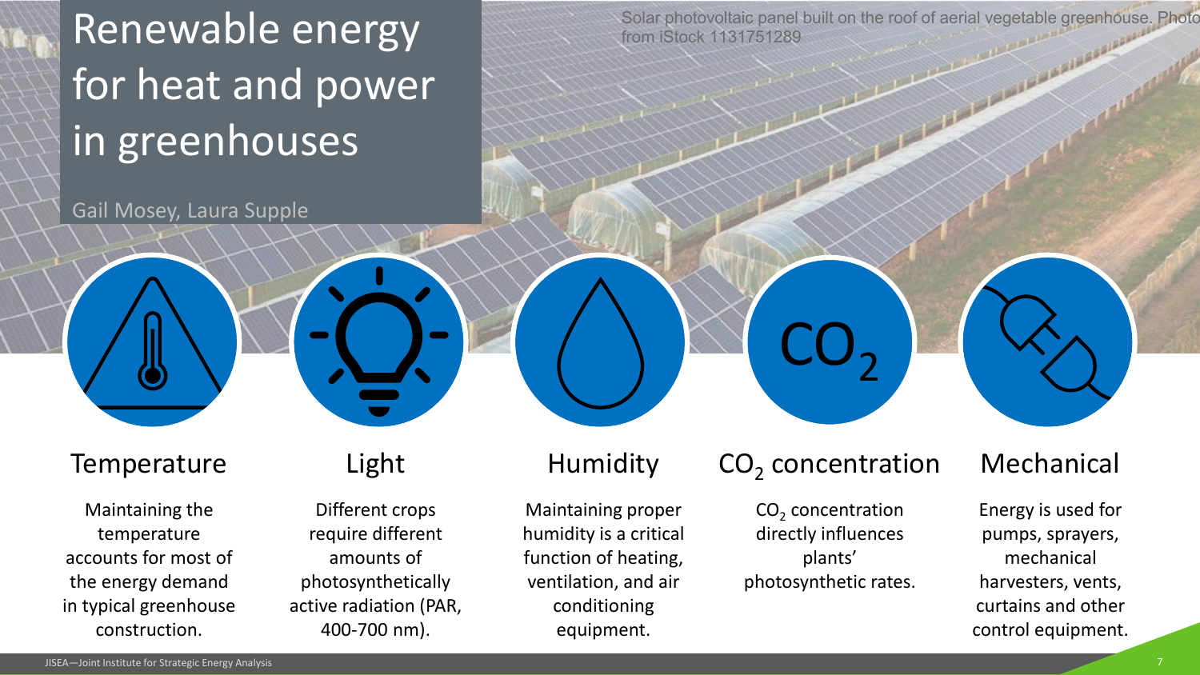# Renewable energy for heat and power in greenhouses

Gail Mosey, Laura Supple

Solar photovoltaic panel built on the roof of aerial vegetable greenhouse. Photo from iStock 1131751289

### Temperature

Maintaining the temperature accounts for most of the energy demand in typical greenhouse construction.

### Light

Different crops require different amounts of photosynthetically active radiation (PAR, 400-700 nm).

### Humidity

Maintaining proper humidity is a critical function of heating, ventilation, and air conditioning equipment.

### $CO_2$ concentration

$CO_2$ concentration directly influences plants' photosynthetic rates.

### Mechanical

Energy is used for pumps, sprayers, mechanical harvesters, vents, curtains and other control equipment.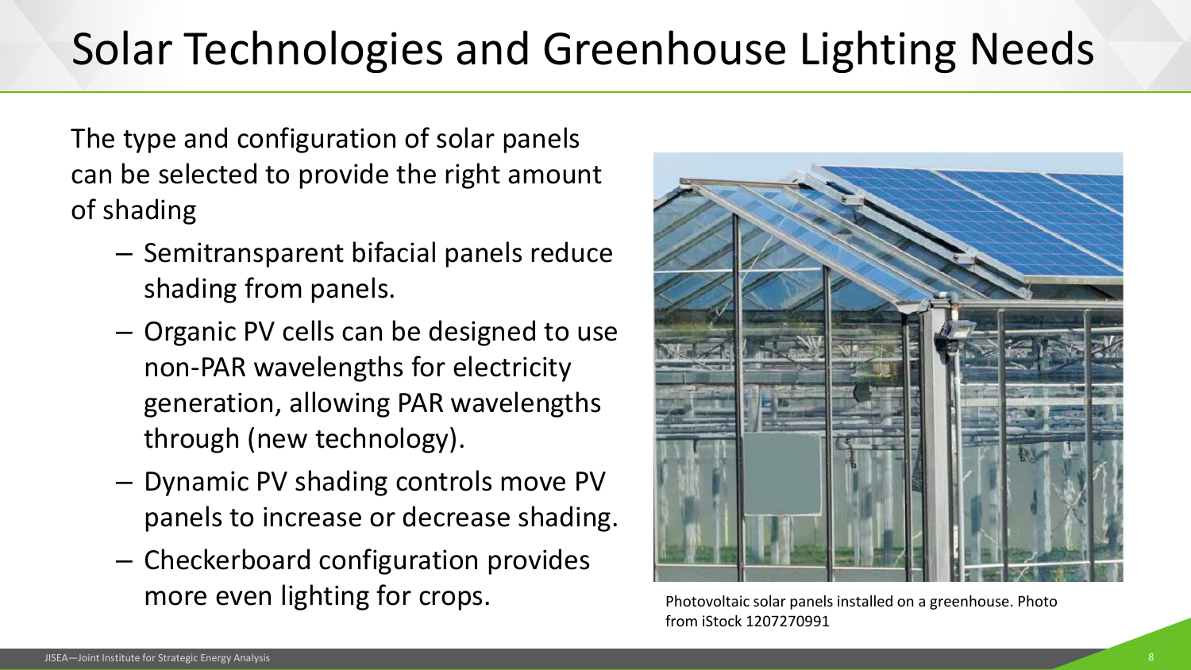# Solar Technologies and Greenhouse Lighting Needs

The type and configuration of solar panels can be selected to provide the right amount of shading

- Semitransparent bifacial panels reduce shading from panels.
- Organic PV cells can be designed to use non-PAR wavelengths for electricity generation, allowing PAR wavelengths through (new technology).
- Dynamic PV shading controls move PV panels to increase or decrease shading.
- Checkerboard configuration provides more even lighting for crops.

Photovoltaic solar panels installed on a greenhouse. Photo from iStock 1207270991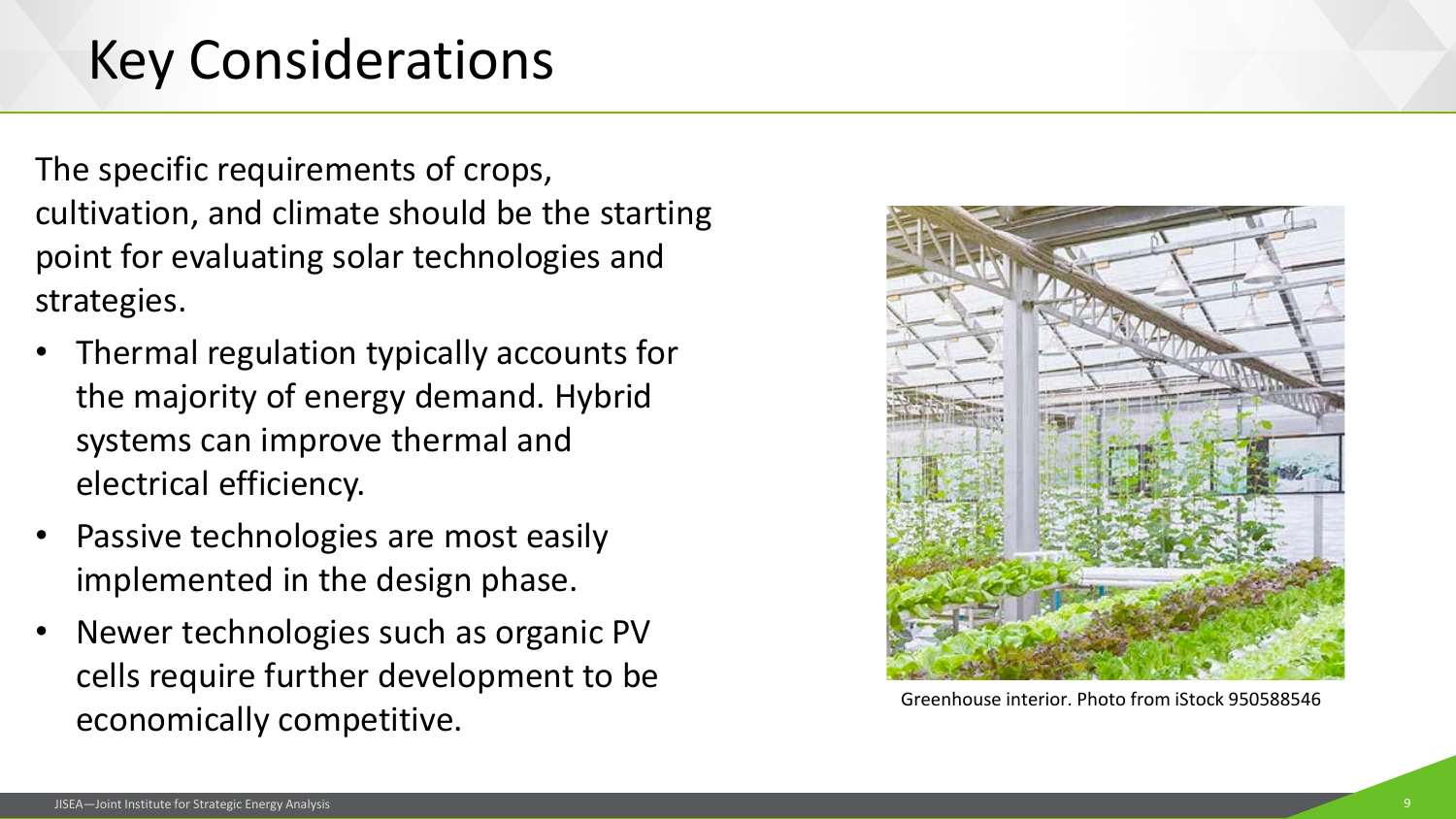# Key Considerations

The specific requirements of crops, cultivation, and climate should be the starting point for evaluating solar technologies and strategies.

- Thermal regulation typically accounts for the majority of energy demand. Hybrid systems can improve thermal and electrical efficiency.
- Passive technologies are most easily implemented in the design phase.
- Newer technologies such as organic PV cells require further development to be economically competitive.

Greenhouse interior. Photo from iStock 950588546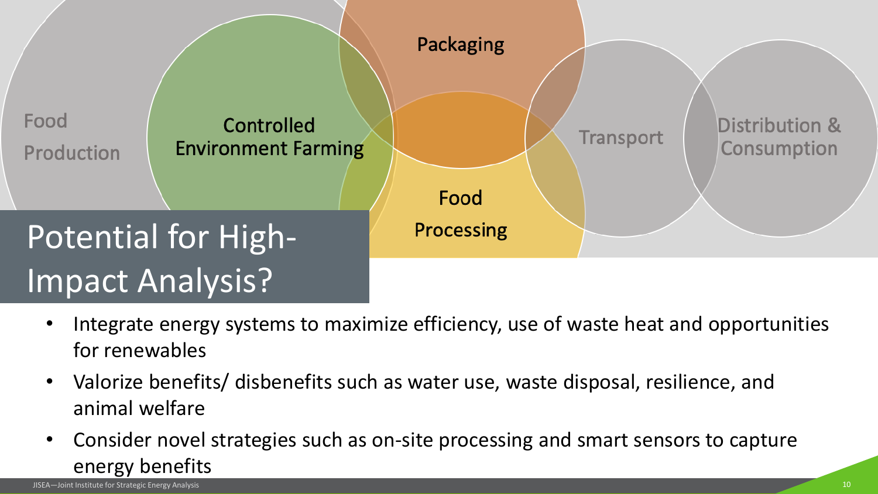Food Production

Controlled Environment Farming

Packaging

Food Processing

Transport

Distribution & Consumption

# Potential for High-Impact Analysis?

- Integrate energy systems to maximize efficiency, use of waste heat and opportunities for renewables
- Valorize benefits/ disbenefits such as water use, waste disposal, resilience, and animal welfare
- Consider novel strategies such as on-site processing and smart sensors to capture energy benefits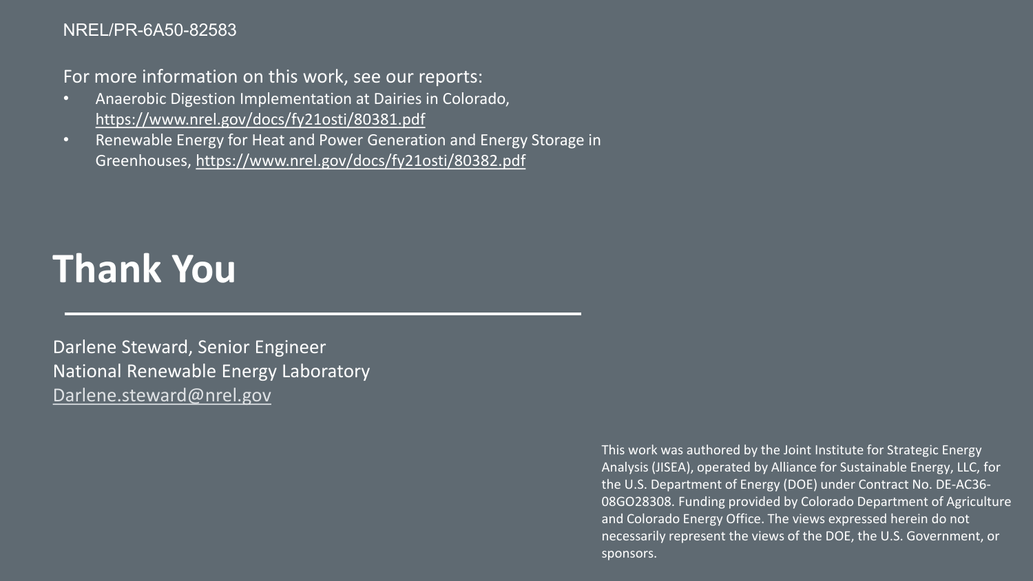NREL/PR-6A50-82583

For more information on this work, see our reports:

- Anaerobic Digestion Implementation at Dairies in Colorado, https://www.nrel.gov/docs/fy21osti/80381.pdf
- Renewable Energy for Heat and Power Generation and Energy Storage in Greenhouses, https://www.nrel.gov/docs/fy21osti/80382.pdf

# Thank You

Darlene Steward, Senior Engineer
National Renewable Energy Laboratory
Darlene.steward@nrel.gov

This work was authored by the Joint Institute for Strategic Energy Analysis (JISEA), operated by Alliance for Sustainable Energy, LLC, for the U.S. Department of Energy (DOE) under Contract No. DE-AC36-08GO28308. Funding provided by Colorado Department of Agriculture and Colorado Energy Office. The views expressed herein do not necessarily represent the views of the DOE, the U.S. Government, or sponsors.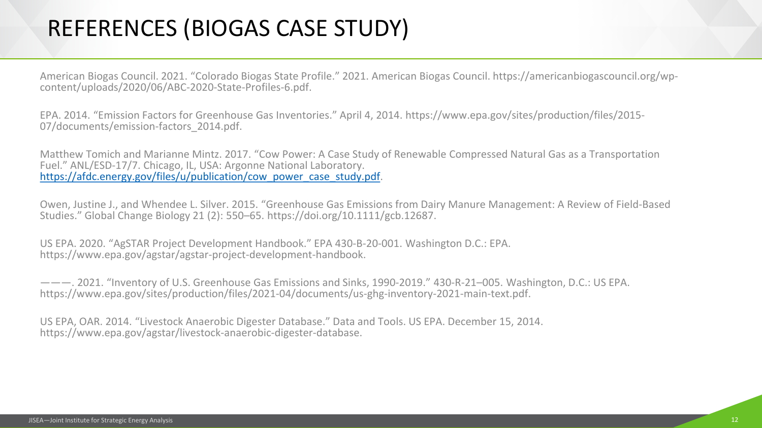# REFERENCES (BIOGAS CASE STUDY)

American Biogas Council. 2021. "Colorado Biogas State Profile." 2021. American Biogas Council. https://americanbiogascouncil.org/wp-content/uploads/2020/06/ABC-2020-State-Profiles-6.pdf.

EPA. 2014. "Emission Factors for Greenhouse Gas Inventories." April 4, 2014. https://www.epa.gov/sites/production/files/2015-07/documents/emission-factors_2014.pdf.

Matthew Tomich and Marianne Mintz. 2017. "Cow Power: A Case Study of Renewable Compressed Natural Gas as a Transportation Fuel." ANL/ESD-17/7. Chicago, IL, USA: Argonne National Laboratory. https://afdc.energy.gov/files/u/publication/cow_power_case_study.pdf.

Owen, Justine J., and Whendee L. Silver. 2015. "Greenhouse Gas Emissions from Dairy Manure Management: A Review of Field-Based Studies." Global Change Biology 21 (2): 550–65. https://doi.org/10.1111/gcb.12687.

US EPA. 2020. "AgSTAR Project Development Handbook." EPA 430-B-20-001. Washington D.C.: EPA. https://www.epa.gov/agstar/agstar-project-development-handbook.

———. 2021. "Inventory of U.S. Greenhouse Gas Emissions and Sinks, 1990-2019." 430-R-21–005. Washington, D.C.: US EPA. https://www.epa.gov/sites/production/files/2021-04/documents/us-ghg-inventory-2021-main-text.pdf.

US EPA, OAR. 2014. "Livestock Anaerobic Digester Database." Data and Tools. US EPA. December 15, 2014. https://www.epa.gov/agstar/livestock-anaerobic-digester-database.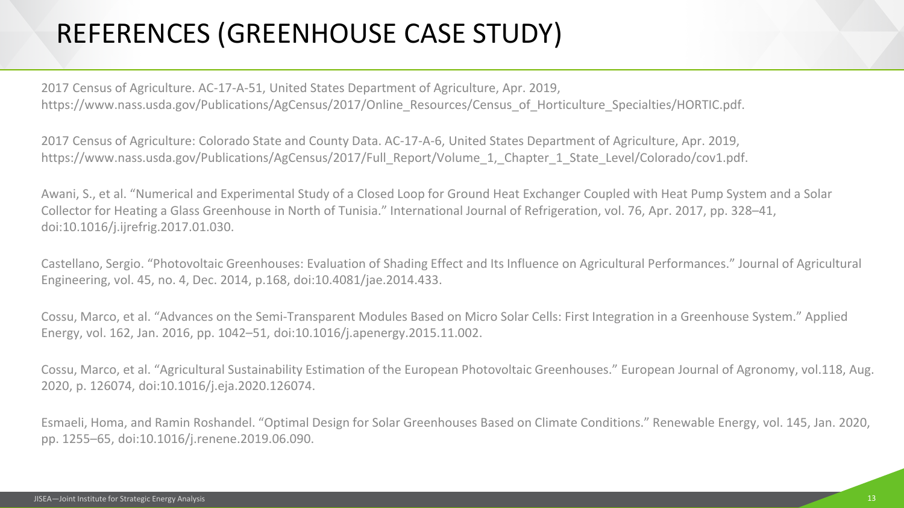# REFERENCES (GREENHOUSE CASE STUDY)

2017 Census of Agriculture. AC-17-A-51, United States Department of Agriculture, Apr. 2019, https://www.nass.usda.gov/Publications/AgCensus/2017/Online_Resources/Census_of_Horticulture_Specialties/HORTIC.pdf.

2017 Census of Agriculture: Colorado State and County Data. AC-17-A-6, United States Department of Agriculture, Apr. 2019, https://www.nass.usda.gov/Publications/AgCensus/2017/Full_Report/Volume_1,_Chapter_1_State_Level/Colorado/cov1.pdf.

Awani, S., et al. "Numerical and Experimental Study of a Closed Loop for Ground Heat Exchanger Coupled with Heat Pump System and a Solar Collector for Heating a Glass Greenhouse in North of Tunisia." International Journal of Refrigeration, vol. 76, Apr. 2017, pp. 328–41, doi:10.1016/j.ijrefrig.2017.01.030.

Castellano, Sergio. "Photovoltaic Greenhouses: Evaluation of Shading Effect and Its Influence on Agricultural Performances." Journal of Agricultural Engineering, vol. 45, no. 4, Dec. 2014, p.168, doi:10.4081/jae.2014.433.

Cossu, Marco, et al. "Advances on the Semi-Transparent Modules Based on Micro Solar Cells: First Integration in a Greenhouse System." Applied Energy, vol. 162, Jan. 2016, pp. 1042–51, doi:10.1016/j.apenergy.2015.11.002.

Cossu, Marco, et al. "Agricultural Sustainability Estimation of the European Photovoltaic Greenhouses." European Journal of Agronomy, vol.118, Aug. 2020, p. 126074, doi:10.1016/j.eja.2020.126074.

Esmaeli, Homa, and Ramin Roshandel. "Optimal Design for Solar Greenhouses Based on Climate Conditions." Renewable Energy, vol. 145, Jan. 2020, pp. 1255–65, doi:10.1016/j.renene.2019.06.090.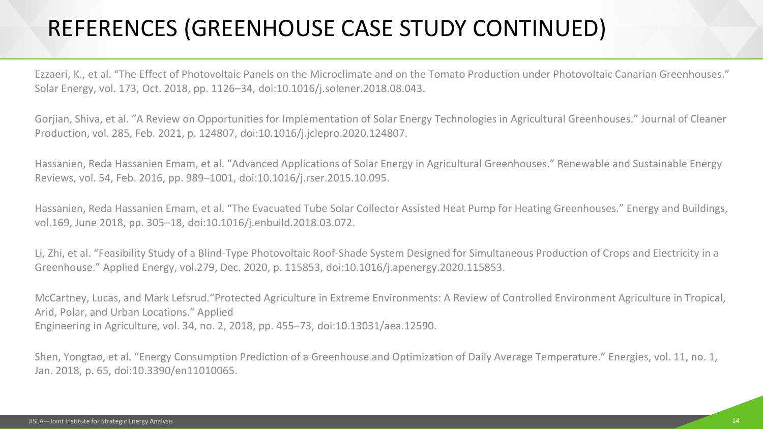# REFERENCES (GREENHOUSE CASE STUDY CONTINUED)

Ezzaeri, K., et al. "The Effect of Photovoltaic Panels on the Microclimate and on the Tomato Production under Photovoltaic Canarian Greenhouses." Solar Energy, vol. 173, Oct. 2018, pp. 1126–34, doi:10.1016/j.solener.2018.08.043.

Gorjian, Shiva, et al. "A Review on Opportunities for Implementation of Solar Energy Technologies in Agricultural Greenhouses." Journal of Cleaner Production, vol. 285, Feb. 2021, p. 124807, doi:10.1016/j.jclepro.2020.124807.

Hassanien, Reda Hassanien Emam, et al. "Advanced Applications of Solar Energy in Agricultural Greenhouses." Renewable and Sustainable Energy Reviews, vol. 54, Feb. 2016, pp. 989–1001, doi:10.1016/j.rser.2015.10.095.

Hassanien, Reda Hassanien Emam, et al. "The Evacuated Tube Solar Collector Assisted Heat Pump for Heating Greenhouses." Energy and Buildings, vol.169, June 2018, pp. 305–18, doi:10.1016/j.enbuild.2018.03.072.

Li, Zhi, et al. "Feasibility Study of a Blind-Type Photovoltaic Roof-Shade System Designed for Simultaneous Production of Crops and Electricity in a Greenhouse." Applied Energy, vol.279, Dec. 2020, p. 115853, doi:10.1016/j.apenergy.2020.115853.

McCartney, Lucas, and Mark Lefsrud."Protected Agriculture in Extreme Environments: A Review of Controlled Environment Agriculture in Tropical, Arid, Polar, and Urban Locations." Applied Engineering in Agriculture, vol. 34, no. 2, 2018, pp. 455–73, doi:10.13031/aea.12590.

Shen, Yongtao, et al. "Energy Consumption Prediction of a Greenhouse and Optimization of Daily Average Temperature." Energies, vol. 11, no. 1, Jan. 2018, p. 65, doi:10.3390/en11010065.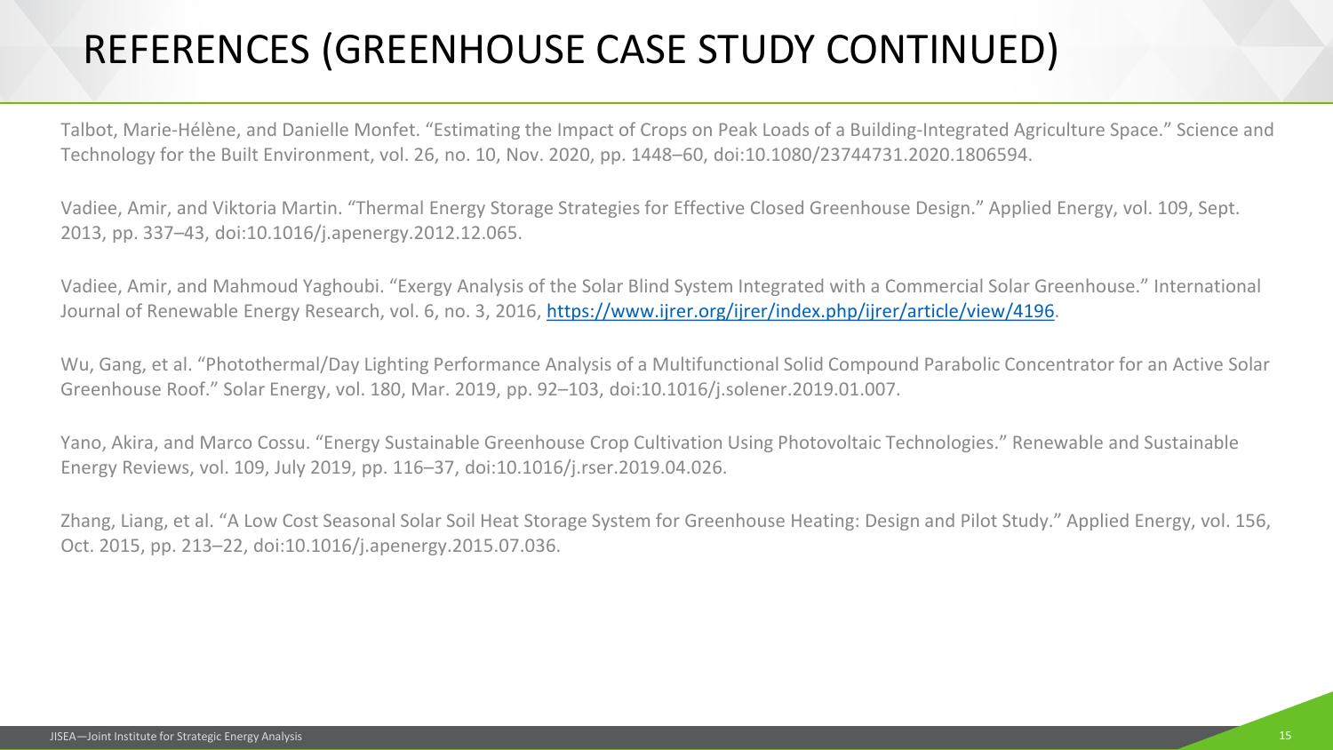# REFERENCES (GREENHOUSE CASE STUDY CONTINUED)

Talbot, Marie-Hélène, and Danielle Monfet. "Estimating the Impact of Crops on Peak Loads of a Building-Integrated Agriculture Space." Science and Technology for the Built Environment, vol. 26, no. 10, Nov. 2020, pp. 1448–60, doi:10.1080/23744731.2020.1806594.

Vadiee, Amir, and Viktoria Martin. "Thermal Energy Storage Strategies for Effective Closed Greenhouse Design." Applied Energy, vol. 109, Sept. 2013, pp. 337–43, doi:10.1016/j.apenergy.2012.12.065.

Vadiee, Amir, and Mahmoud Yaghoubi. "Exergy Analysis of the Solar Blind System Integrated with a Commercial Solar Greenhouse." International Journal of Renewable Energy Research, vol. 6, no. 3, 2016, [https://www.ijrer.org/ijrer/index.php/ijrer/article/view/4196](https://www.ijrer.org/ijrer/index.php/ijrer/article/view/4196).

Wu, Gang, et al. "Photothermal/Day Lighting Performance Analysis of a Multifunctional Solid Compound Parabolic Concentrator for an Active Solar Greenhouse Roof." Solar Energy, vol. 180, Mar. 2019, pp. 92–103, doi:10.1016/j.solener.2019.01.007.

Yano, Akira, and Marco Cossu. "Energy Sustainable Greenhouse Crop Cultivation Using Photovoltaic Technologies." Renewable and Sustainable Energy Reviews, vol. 109, July 2019, pp. 116–37, doi:10.1016/j.rser.2019.04.026.

Zhang, Liang, et al. "A Low Cost Seasonal Solar Soil Heat Storage System for Greenhouse Heating: Design and Pilot Study." Applied Energy, vol. 156, Oct. 2015, pp. 213–22, doi:10.1016/j.apenergy.2015.07.036.